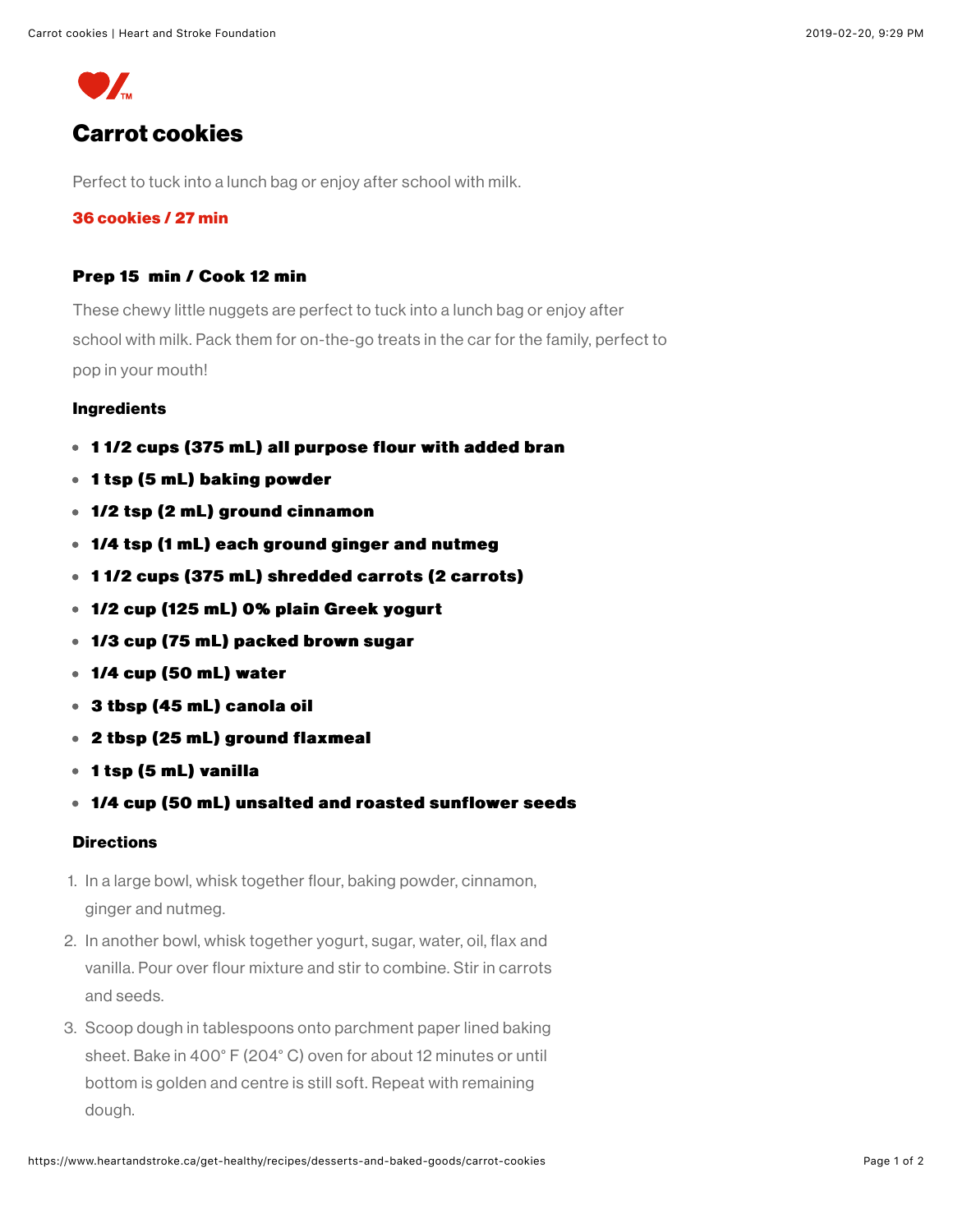# Carrot cookies

Perfect to tuck into a lunch bag or enjoy after school with milk.

**36 cookies / 27 min**

### Prep 15 min / Cook 12 min

These chewy little nuggets are perfect to tuck into a lunch bag or enjoy after school with milk. Pack them for on-the-go treats in the car for the family, perfect to pop in your mouth!

#### Ingredients

- **1 1/2 cups (375 mL) all purpose flour with added bran**
- **1 tsp (5 mL) baking powder**
- **1/2 tsp (2 mL) ground cinnamon**
- **1/4 tsp (1 mL) each ground ginger and nutmeg**
- **1 1/2 cups (375 mL) shredded carrots (2 carrots)**
- **1/2 cup (125 mL) 0% plain Greek yogurt**
- **1/3 cup (75 mL) packed brown sugar**
- **1/4 cup (50 mL) water**
- **3 tbsp (45 mL) canola oil**
- **2 tbsp (25 mL) ground flaxmeal**
- **1 tsp (5 mL) vanilla**
- **1/4 cup (50 mL) unsalted and roasted sunflower seeds**

#### Directions

1. In a large bowl, whisk together flour, baking powder, cinnamon, ginger and nutmeg.
2. In another bowl, whisk together yogurt, sugar, water, oil, flax and vanilla. Pour over flour mixture and stir to combine. Stir in carrots and seeds.
3. Scoop dough in tablespoons onto parchment paper lined baking sheet. Bake in 400° F (204° C) oven for about 12 minutes or until bottom is golden and centre is still soft. Repeat with remaining dough.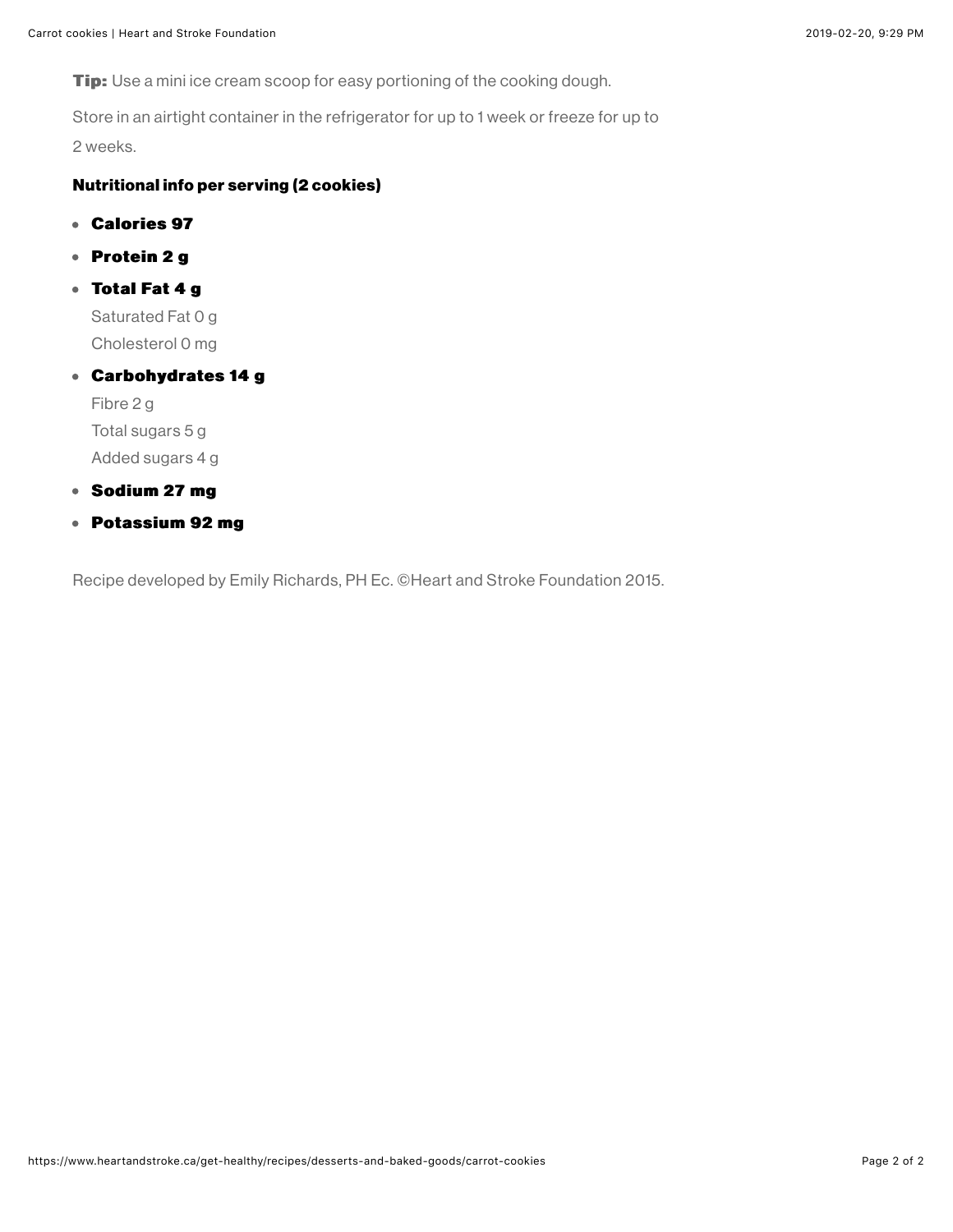**Tip:** Use a mini ice cream scoop for easy portioning of the cooking dough.

Store in an airtight container in the refrigerator for up to 1 week or freeze for up to 2 weeks.

**Nutritional info per serving (2 cookies)**

- **Calories 97**
- **Protein 2 g**
- **Total Fat 4 g**
  Saturated Fat 0 g
  Cholesterol 0 mg
- **Carbohydrates 14 g**
  Fibre 2 g
  Total sugars 5 g
  Added sugars 4 g
- **Sodium 27 mg**
- **Potassium 92 mg**

Recipe developed by Emily Richards, PH Ec. ©Heart and Stroke Foundation 2015.